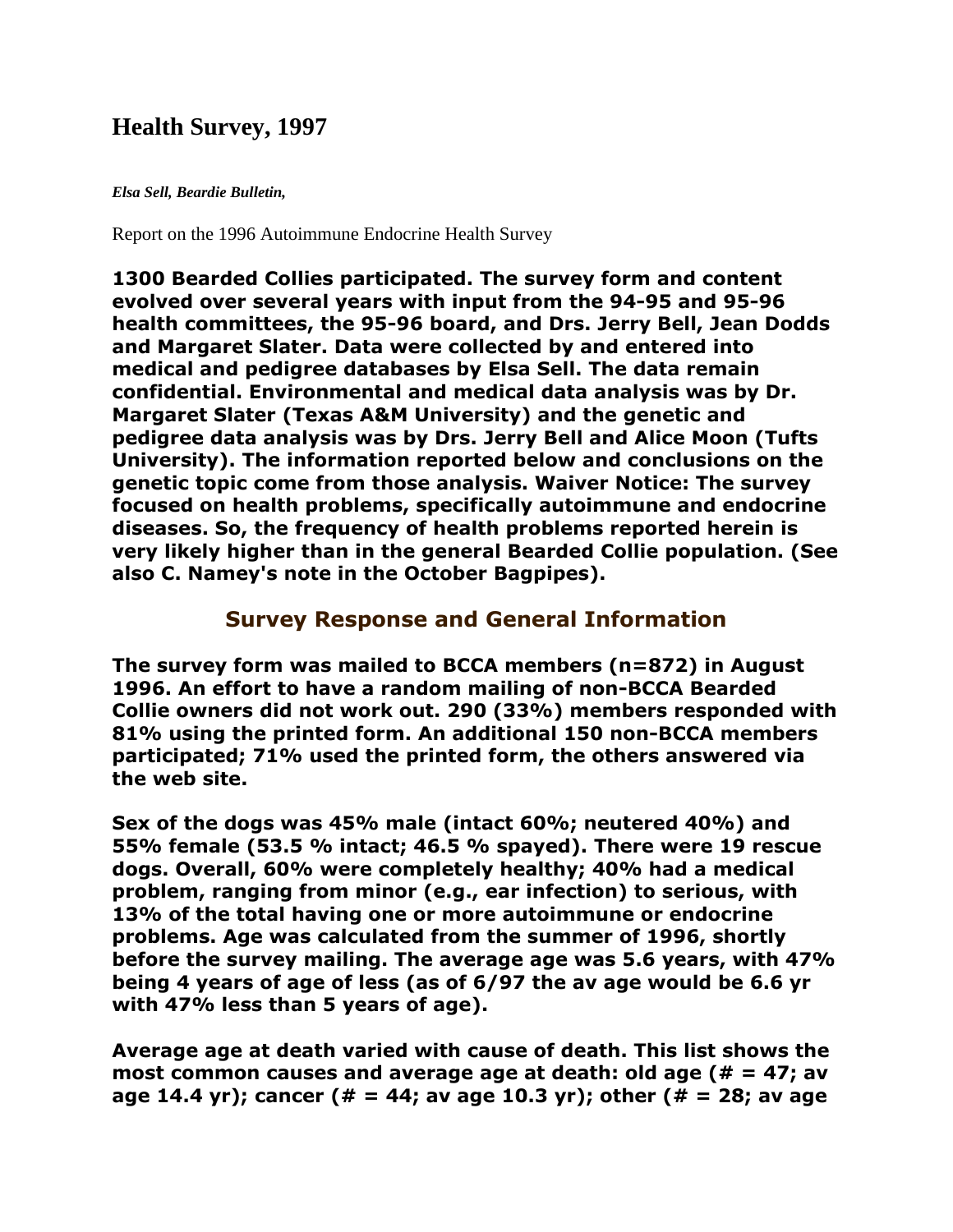# Health Survey, 1997

***Elsa Sell, Beardie Bulletin,***

Report on the 1996 Autoimmune Endocrine Health Survey

**1300 Bearded Collies participated. The survey form and content evolved over several years with input from the 94-95 and 95-96 health committees, the 95-96 board, and Drs. Jerry Bell, Jean Dodds and Margaret Slater. Data were collected by and entered into medical and pedigree databases by Elsa Sell. The data remain confidential. Environmental and medical data analysis was by Dr. Margaret Slater (Texas A&M University) and the genetic and pedigree data analysis was by Drs. Jerry Bell and Alice Moon (Tufts University). The information reported below and conclusions on the genetic topic come from those analysis. Waiver Notice: The survey focused on health problems, specifically autoimmune and endocrine diseases. So, the frequency of health problems reported herein is very likely higher than in the general Bearded Collie population. (See also C. Namey's note in the October Bagpipes).**

## Survey Response and General Information

**The survey form was mailed to BCCA members (n=872) in August 1996. An effort to have a random mailing of non-BCCA Bearded Collie owners did not work out. 290 (33%) members responded with 81% using the printed form. An additional 150 non-BCCA members participated; 71% used the printed form, the others answered via the web site.**

**Sex of the dogs was 45% male (intact 60%; neutered 40%) and 55% female (53.5 % intact; 46.5 % spayed). There were 19 rescue dogs. Overall, 60% were completely healthy; 40% had a medical problem, ranging from minor (e.g., ear infection) to serious, with 13% of the total having one or more autoimmune or endocrine problems. Age was calculated from the summer of 1996, shortly before the survey mailing. The average age was 5.6 years, with 47% being 4 years of age of less (as of 6/97 the av age would be 6.6 yr with 47% less than 5 years of age).**

**Average age at death varied with cause of death. This list shows the most common causes and average age at death: old age (# = 47; av age 14.4 yr); cancer (# = 44; av age 10.3 yr); other (# = 28; av age**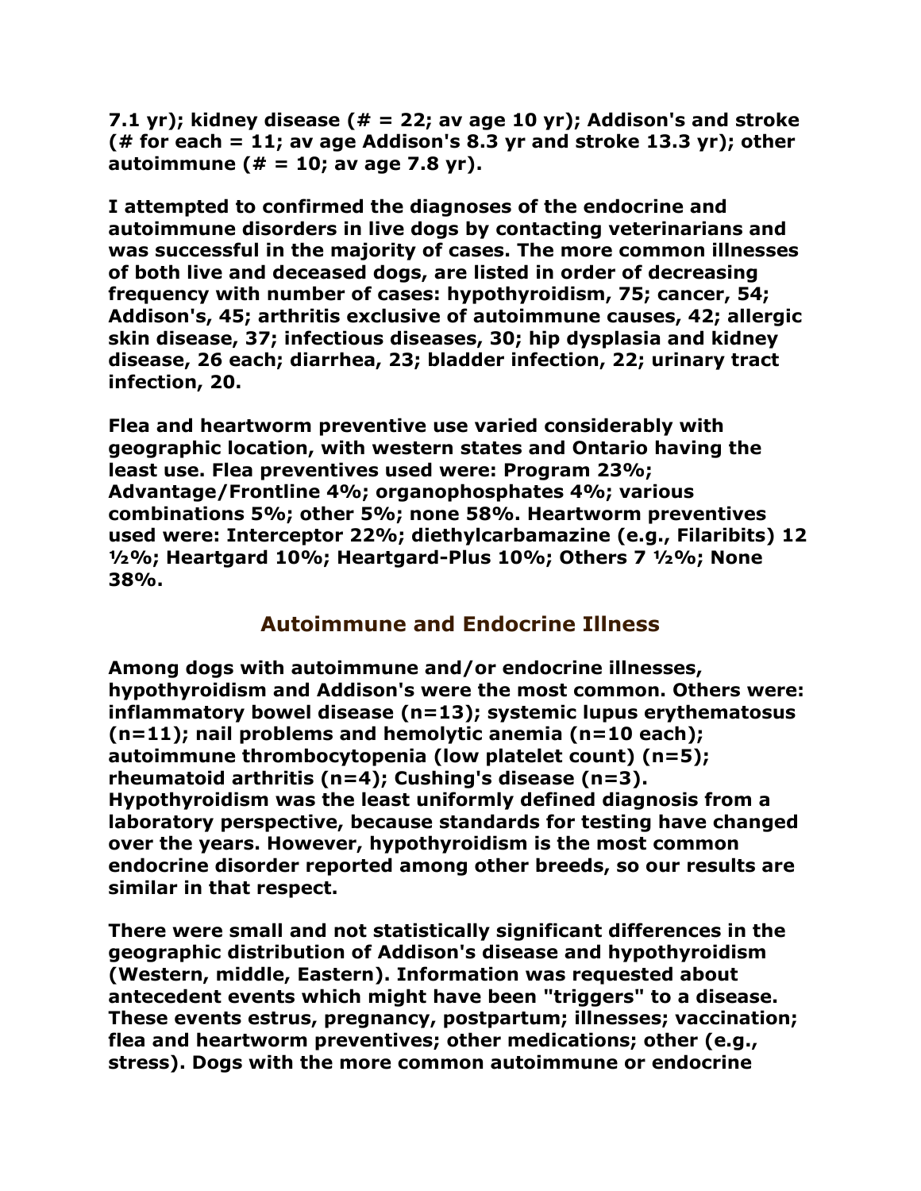**7.1 yr); kidney disease (# = 22; av age 10 yr); Addison's and stroke (# for each = 11; av age Addison's 8.3 yr and stroke 13.3 yr); other autoimmune (# = 10; av age 7.8 yr).**

**I attempted to confirmed the diagnoses of the endocrine and autoimmune disorders in live dogs by contacting veterinarians and was successful in the majority of cases. The more common illnesses of both live and deceased dogs, are listed in order of decreasing frequency with number of cases: hypothyroidism, 75; cancer, 54; Addison's, 45; arthritis exclusive of autoimmune causes, 42; allergic skin disease, 37; infectious diseases, 30; hip dysplasia and kidney disease, 26 each; diarrhea, 23; bladder infection, 22; urinary tract infection, 20.**

**Flea and heartworm preventive use varied considerably with geographic location, with western states and Ontario having the least use. Flea preventives used were: Program 23%; Advantage/Frontline 4%; organophosphates 4%; various combinations 5%; other 5%; none 58%. Heartworm preventives used were: Interceptor 22%; diethylcarbamazine (e.g., Filaribits) 12 ½%; Heartgard 10%; Heartgard-Plus 10%; Others 7 ½%; None 38%.**

## Autoimmune and Endocrine Illness

**Among dogs with autoimmune and/or endocrine illnesses, hypothyroidism and Addison's were the most common. Others were: inflammatory bowel disease (n=13); systemic lupus erythematosus (n=11); nail problems and hemolytic anemia (n=10 each); autoimmune thrombocytopenia (low platelet count) (n=5); rheumatoid arthritis (n=4); Cushing's disease (n=3). Hypothyroidism was the least uniformly defined diagnosis from a laboratory perspective, because standards for testing have changed over the years. However, hypothyroidism is the most common endocrine disorder reported among other breeds, so our results are similar in that respect.**

**There were small and not statistically significant differences in the geographic distribution of Addison's disease and hypothyroidism (Western, middle, Eastern). Information was requested about antecedent events which might have been "triggers" to a disease. These events estrus, pregnancy, postpartum; illnesses; vaccination; flea and heartworm preventives; other medications; other (e.g., stress). Dogs with the more common autoimmune or endocrine**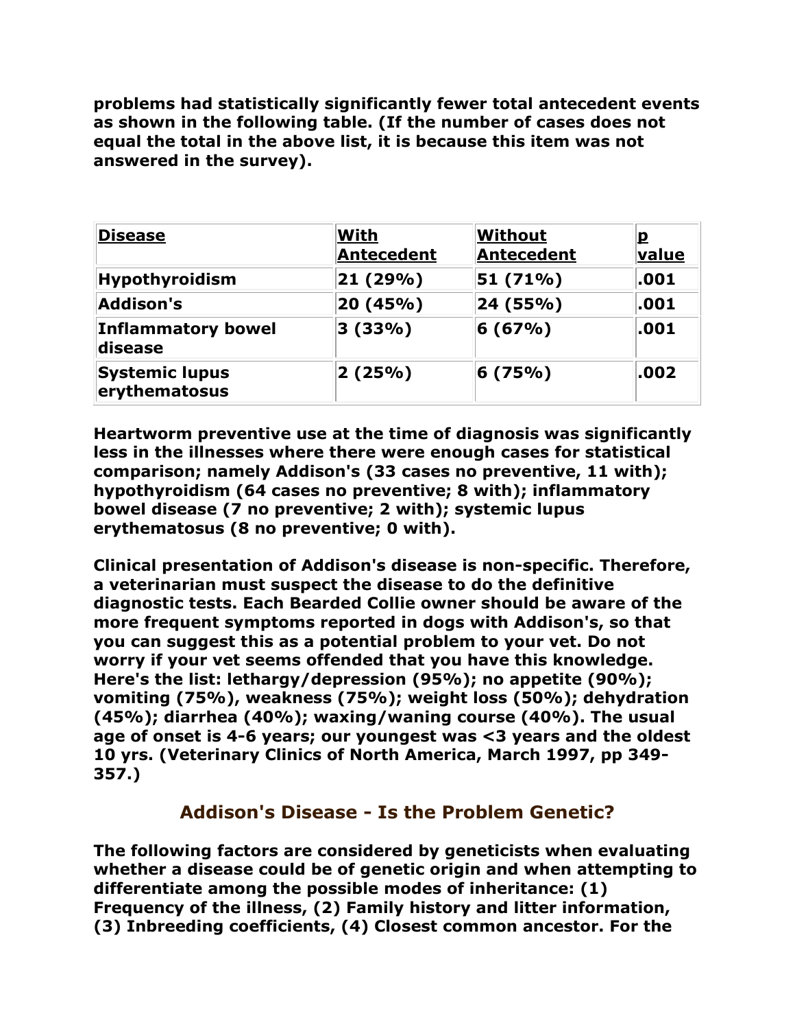**problems had statistically significantly fewer total antecedent events as shown in the following table. (If the number of cases does not equal the total in the above list, it is because this item was not answered in the survey).**

| Disease | With Antecedent | Without Antecedent | p value |
|---|---|---|---|
| **Hypothyroidism** | **21 (29%)** | **51 (71%)** | **.001** |
| **Addison's** | **20 (45%)** | **24 (55%)** | **.001** |
| **Inflammatory bowel disease** | **3 (33%)** | **6 (67%)** | **.001** |
| **Systemic lupus erythematosus** | **2 (25%)** | **6 (75%)** | **.002** |

**Heartworm preventive use at the time of diagnosis was significantly less in the illnesses where there were enough cases for statistical comparison; namely Addison's (33 cases no preventive, 11 with); hypothyroidism (64 cases no preventive; 8 with); inflammatory bowel disease (7 no preventive; 2 with); systemic lupus erythematosus (8 no preventive; 0 with).**

**Clinical presentation of Addison's disease is non-specific. Therefore, a veterinarian must suspect the disease to do the definitive diagnostic tests. Each Bearded Collie owner should be aware of the more frequent symptoms reported in dogs with Addison's, so that you can suggest this as a potential problem to your vet. Do not worry if your vet seems offended that you have this knowledge. Here's the list: lethargy/depression (95%); no appetite (90%); vomiting (75%), weakness (75%); weight loss (50%); dehydration (45%); diarrhea (40%); waxing/waning course (40%). The usual age of onset is 4-6 years; our youngest was <3 years and the oldest 10 yrs. (Veterinary Clinics of North America, March 1997, pp 349-357.)**

## Addison's Disease - Is the Problem Genetic?

**The following factors are considered by geneticists when evaluating whether a disease could be of genetic origin and when attempting to differentiate among the possible modes of inheritance: (1) Frequency of the illness, (2) Family history and litter information, (3) Inbreeding coefficients, (4) Closest common ancestor. For the**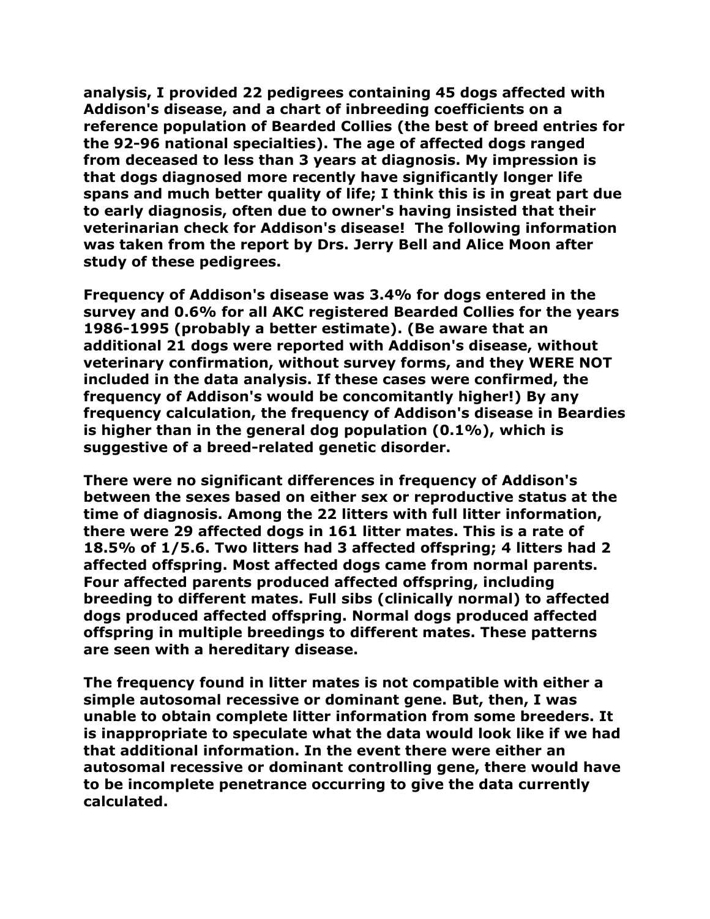**analysis, I provided 22 pedigrees containing 45 dogs affected with Addison's disease, and a chart of inbreeding coefficients on a reference population of Bearded Collies (the best of breed entries for the 92-96 national specialties). The age of affected dogs ranged from deceased to less than 3 years at diagnosis. My impression is that dogs diagnosed more recently have significantly longer life spans and much better quality of life; I think this is in great part due to early diagnosis, often due to owner's having insisted that their veterinarian check for Addison's disease! The following information was taken from the report by Drs. Jerry Bell and Alice Moon after study of these pedigrees.**

**Frequency of Addison's disease was 3.4% for dogs entered in the survey and 0.6% for all AKC registered Bearded Collies for the years 1986-1995 (probably a better estimate). (Be aware that an additional 21 dogs were reported with Addison's disease, without veterinary confirmation, without survey forms, and they WERE NOT included in the data analysis. If these cases were confirmed, the frequency of Addison's would be concomitantly higher!) By any frequency calculation, the frequency of Addison's disease in Beardies is higher than in the general dog population (0.1%), which is suggestive of a breed-related genetic disorder.**

**There were no significant differences in frequency of Addison's between the sexes based on either sex or reproductive status at the time of diagnosis. Among the 22 litters with full litter information, there were 29 affected dogs in 161 litter mates. This is a rate of 18.5% of 1/5.6. Two litters had 3 affected offspring; 4 litters had 2 affected offspring. Most affected dogs came from normal parents. Four affected parents produced affected offspring, including breeding to different mates. Full sibs (clinically normal) to affected dogs produced affected offspring. Normal dogs produced affected offspring in multiple breedings to different mates. These patterns are seen with a hereditary disease.**

**The frequency found in litter mates is not compatible with either a simple autosomal recessive or dominant gene. But, then, I was unable to obtain complete litter information from some breeders. It is inappropriate to speculate what the data would look like if we had that additional information. In the event there were either an autosomal recessive or dominant controlling gene, there would have to be incomplete penetrance occurring to give the data currently calculated.**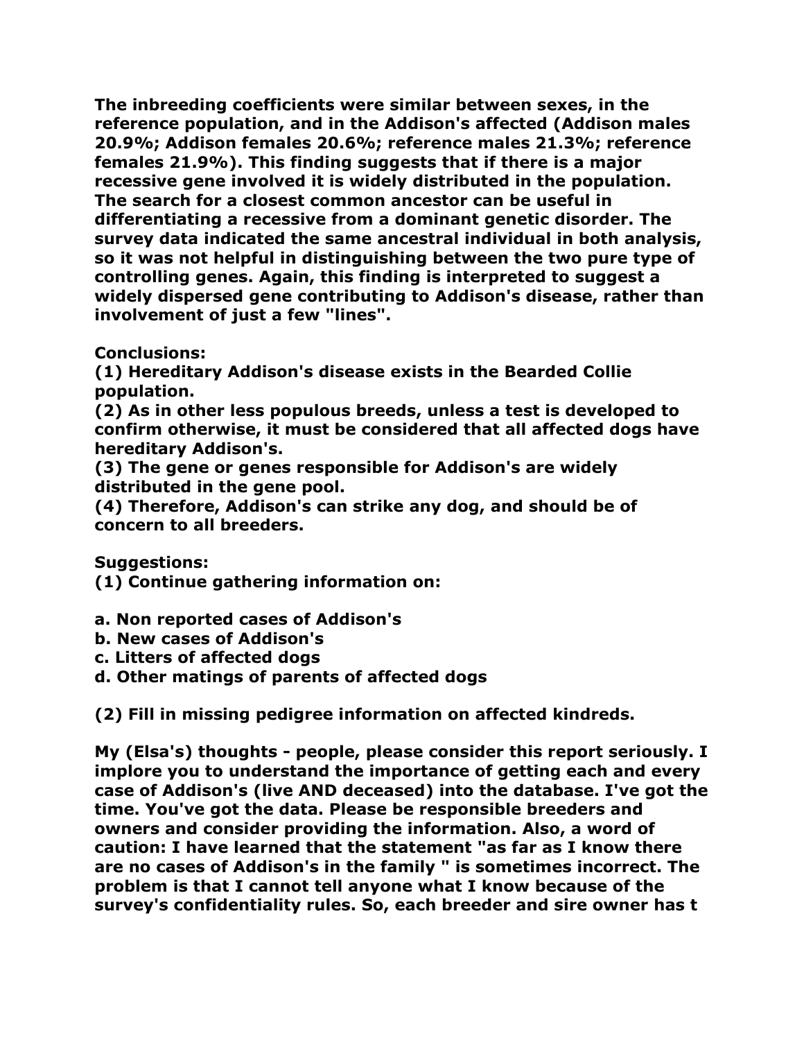**The inbreeding coefficients were similar between sexes, in the reference population, and in the Addison's affected (Addison males 20.9%; Addison females 20.6%; reference males 21.3%; reference females 21.9%). This finding suggests that if there is a major recessive gene involved it is widely distributed in the population. The search for a closest common ancestor can be useful in differentiating a recessive from a dominant genetic disorder. The survey data indicated the same ancestral individual in both analysis, so it was not helpful in distinguishing between the two pure type of controlling genes. Again, this finding is interpreted to suggest a widely dispersed gene contributing to Addison's disease, rather than involvement of just a few "lines".**

**Conclusions:**
**(1) Hereditary Addison's disease exists in the Bearded Collie population.**
**(2) As in other less populous breeds, unless a test is developed to confirm otherwise, it must be considered that all affected dogs have hereditary Addison's.**
**(3) The gene or genes responsible for Addison's are widely distributed in the gene pool.**
**(4) Therefore, Addison's can strike any dog, and should be of concern to all breeders.**

**Suggestions:**
**(1) Continue gathering information on:**

**a. Non reported cases of Addison's**
**b. New cases of Addison's**
**c. Litters of affected dogs**
**d. Other matings of parents of affected dogs**

**(2) Fill in missing pedigree information on affected kindreds.**

**My (Elsa's) thoughts - people, please consider this report seriously. I implore you to understand the importance of getting each and every case of Addison's (live AND deceased) into the database. I've got the time. You've got the data. Please be responsible breeders and owners and consider providing the information. Also, a word of caution: I have learned that the statement "as far as I know there are no cases of Addison's in the family " is sometimes incorrect. The problem is that I cannot tell anyone what I know because of the survey's confidentiality rules. So, each breeder and sire owner has t**